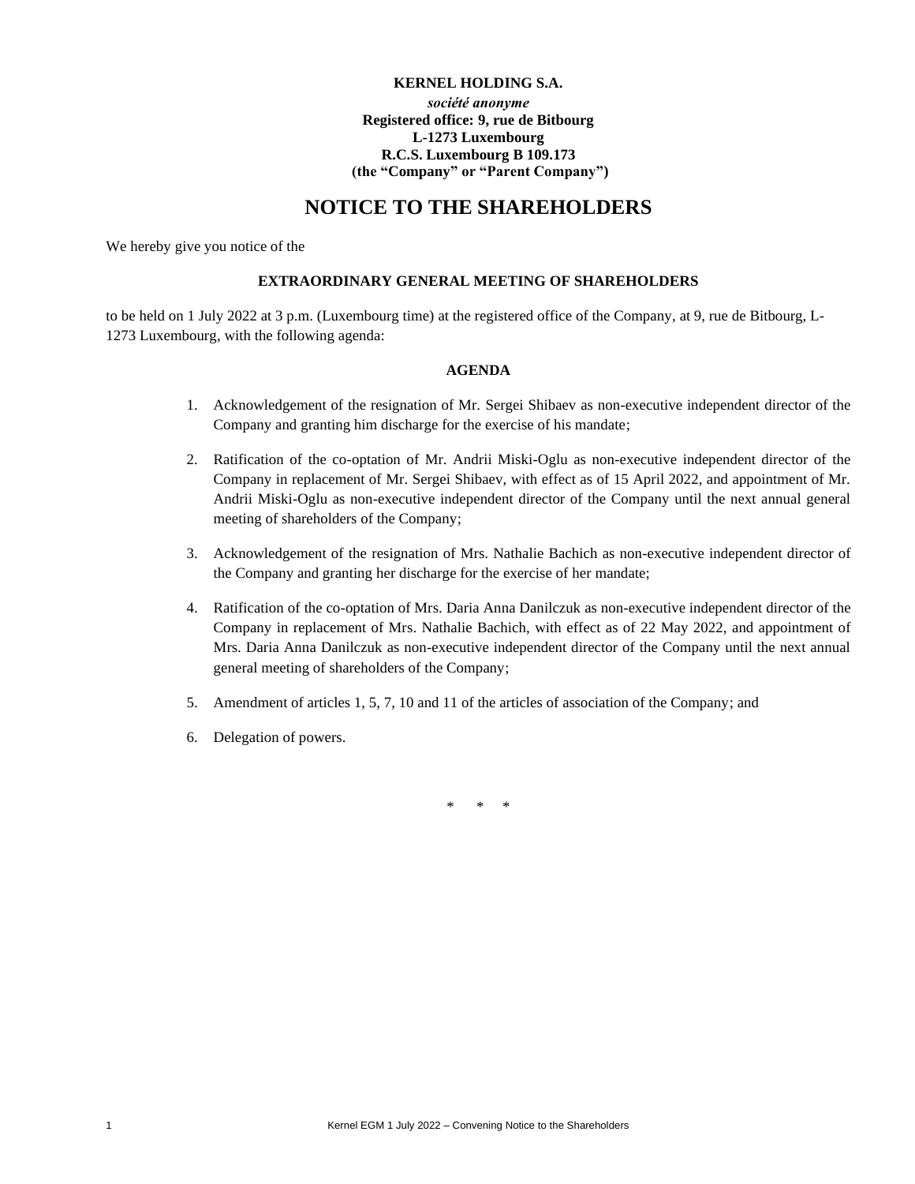**KERNEL HOLDING S.A.**

***société anonyme***

**Registered office: 9, rue de Bitbourg**

**L-1273 Luxembourg**

**R.C.S. Luxembourg B 109.173**

**(the "Company" or "Parent Company")**

# NOTICE TO THE SHAREHOLDERS

We hereby give you notice of the

**EXTRAORDINARY GENERAL MEETING OF SHAREHOLDERS**

to be held on 1 July 2022 at 3 p.m. (Luxembourg time) at the registered office of the Company, at 9, rue de Bitbourg, L-1273 Luxembourg, with the following agenda:

**AGENDA**

1. Acknowledgement of the resignation of Mr. Sergei Shibaev as non-executive independent director of the Company and granting him discharge for the exercise of his mandate;

2. Ratification of the co-optation of Mr. Andrii Miski-Oglu as non-executive independent director of the Company in replacement of Mr. Sergei Shibaev, with effect as of 15 April 2022, and appointment of Mr. Andrii Miski-Oglu as non-executive independent director of the Company until the next annual general meeting of shareholders of the Company;

3. Acknowledgement of the resignation of Mrs. Nathalie Bachich as non-executive independent director of the Company and granting her discharge for the exercise of her mandate;

4. Ratification of the co-optation of Mrs. Daria Anna Danilczuk as non-executive independent director of the Company in replacement of Mrs. Nathalie Bachich, with effect as of 22 May 2022, and appointment of Mrs. Daria Anna Danilczuk as non-executive independent director of the Company until the next annual general meeting of shareholders of the Company;

5. Amendment of articles 1, 5, 7, 10 and 11 of the articles of association of the Company; and

6. Delegation of powers.

\* \* \*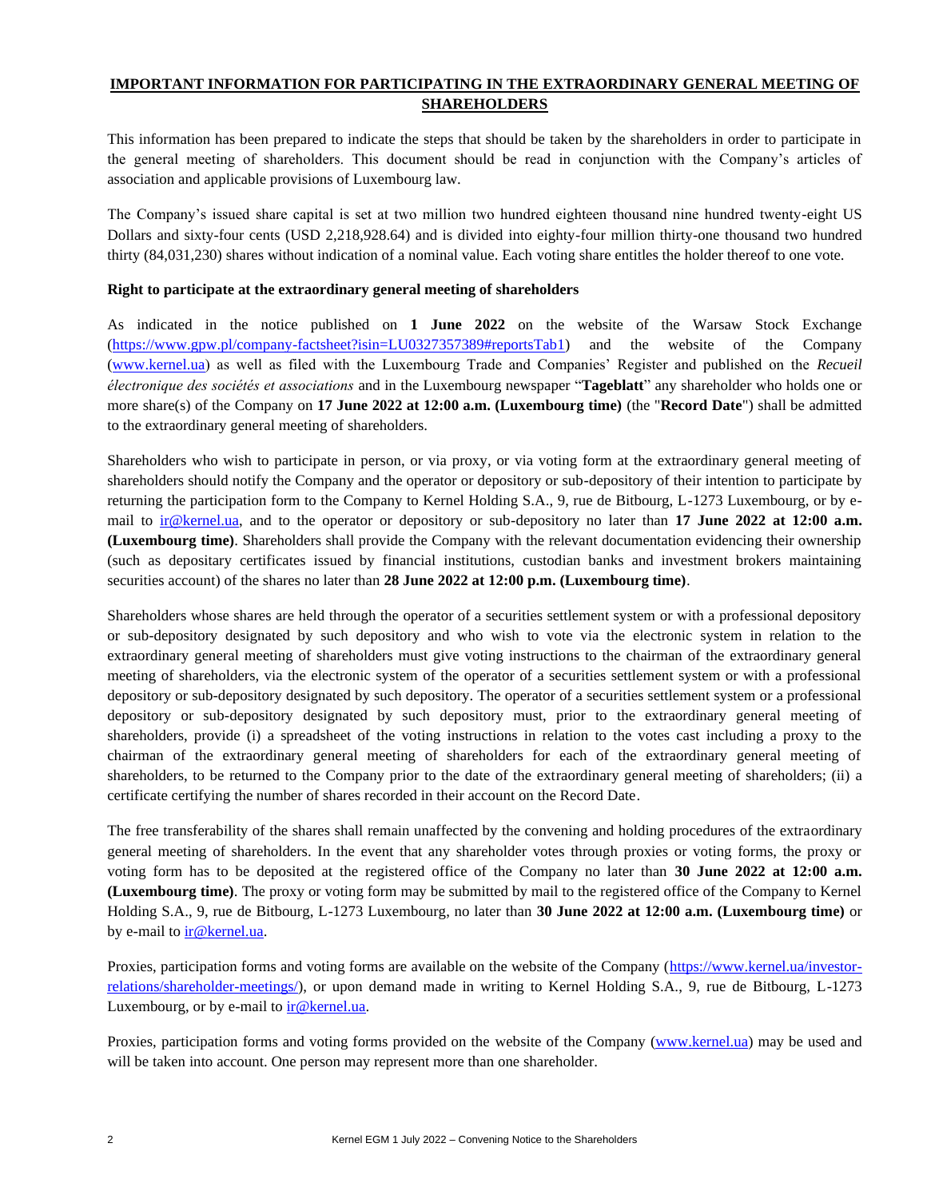## IMPORTANT INFORMATION FOR PARTICIPATING IN THE EXTRAORDINARY GENERAL MEETING OF SHAREHOLDERS

This information has been prepared to indicate the steps that should be taken by the shareholders in order to participate in the general meeting of shareholders. This document should be read in conjunction with the Company's articles of association and applicable provisions of Luxembourg law.

The Company's issued share capital is set at two million two hundred eighteen thousand nine hundred twenty-eight US Dollars and sixty-four cents (USD 2,218,928.64) and is divided into eighty-four million thirty-one thousand two hundred thirty (84,031,230) shares without indication of a nominal value. Each voting share entitles the holder thereof to one vote.

**Right to participate at the extraordinary general meeting of shareholders**

As indicated in the notice published on **1 June 2022** on the website of the Warsaw Stock Exchange (https://www.gpw.pl/company-factsheet?isin=LU0327357389#reportsTab1) and the website of the Company (www.kernel.ua) as well as filed with the Luxembourg Trade and Companies' Register and published on the *Recueil électronique des sociétés et associations* and in the Luxembourg newspaper "**Tageblatt**" any shareholder who holds one or more share(s) of the Company on **17 June 2022 at 12:00 a.m. (Luxembourg time)** (the "**Record Date**") shall be admitted to the extraordinary general meeting of shareholders.

Shareholders who wish to participate in person, or via proxy, or via voting form at the extraordinary general meeting of shareholders should notify the Company and the operator or depository or sub-depository of their intention to participate by returning the participation form to the Company to Kernel Holding S.A., 9, rue de Bitbourg, L-1273 Luxembourg, or by e-mail to ir@kernel.ua, and to the operator or depository or sub-depository no later than **17 June 2022 at 12:00 a.m. (Luxembourg time)**. Shareholders shall provide the Company with the relevant documentation evidencing their ownership (such as depositary certificates issued by financial institutions, custodian banks and investment brokers maintaining securities account) of the shares no later than **28 June 2022 at 12:00 p.m. (Luxembourg time)**.

Shareholders whose shares are held through the operator of a securities settlement system or with a professional depository or sub-depository designated by such depository and who wish to vote via the electronic system in relation to the extraordinary general meeting of shareholders must give voting instructions to the chairman of the extraordinary general meeting of shareholders, via the electronic system of the operator of a securities settlement system or with a professional depository or sub-depository designated by such depository. The operator of a securities settlement system or a professional depository or sub-depository designated by such depository must, prior to the extraordinary general meeting of shareholders, provide (i) a spreadsheet of the voting instructions in relation to the votes cast including a proxy to the chairman of the extraordinary general meeting of shareholders for each of the extraordinary general meeting of shareholders, to be returned to the Company prior to the date of the extraordinary general meeting of shareholders; (ii) a certificate certifying the number of shares recorded in their account on the Record Date.

The free transferability of the shares shall remain unaffected by the convening and holding procedures of the extraordinary general meeting of shareholders. In the event that any shareholder votes through proxies or voting forms, the proxy or voting form has to be deposited at the registered office of the Company no later than **30 June 2022 at 12:00 a.m. (Luxembourg time)**. The proxy or voting form may be submitted by mail to the registered office of the Company to Kernel Holding S.A., 9, rue de Bitbourg, L-1273 Luxembourg, no later than **30 June 2022 at 12:00 a.m. (Luxembourg time)** or by e-mail to ir@kernel.ua.

Proxies, participation forms and voting forms are available on the website of the Company (https://www.kernel.ua/investor-relations/shareholder-meetings/), or upon demand made in writing to Kernel Holding S.A., 9, rue de Bitbourg, L-1273 Luxembourg, or by e-mail to ir@kernel.ua.

Proxies, participation forms and voting forms provided on the website of the Company (www.kernel.ua) may be used and will be taken into account. One person may represent more than one shareholder.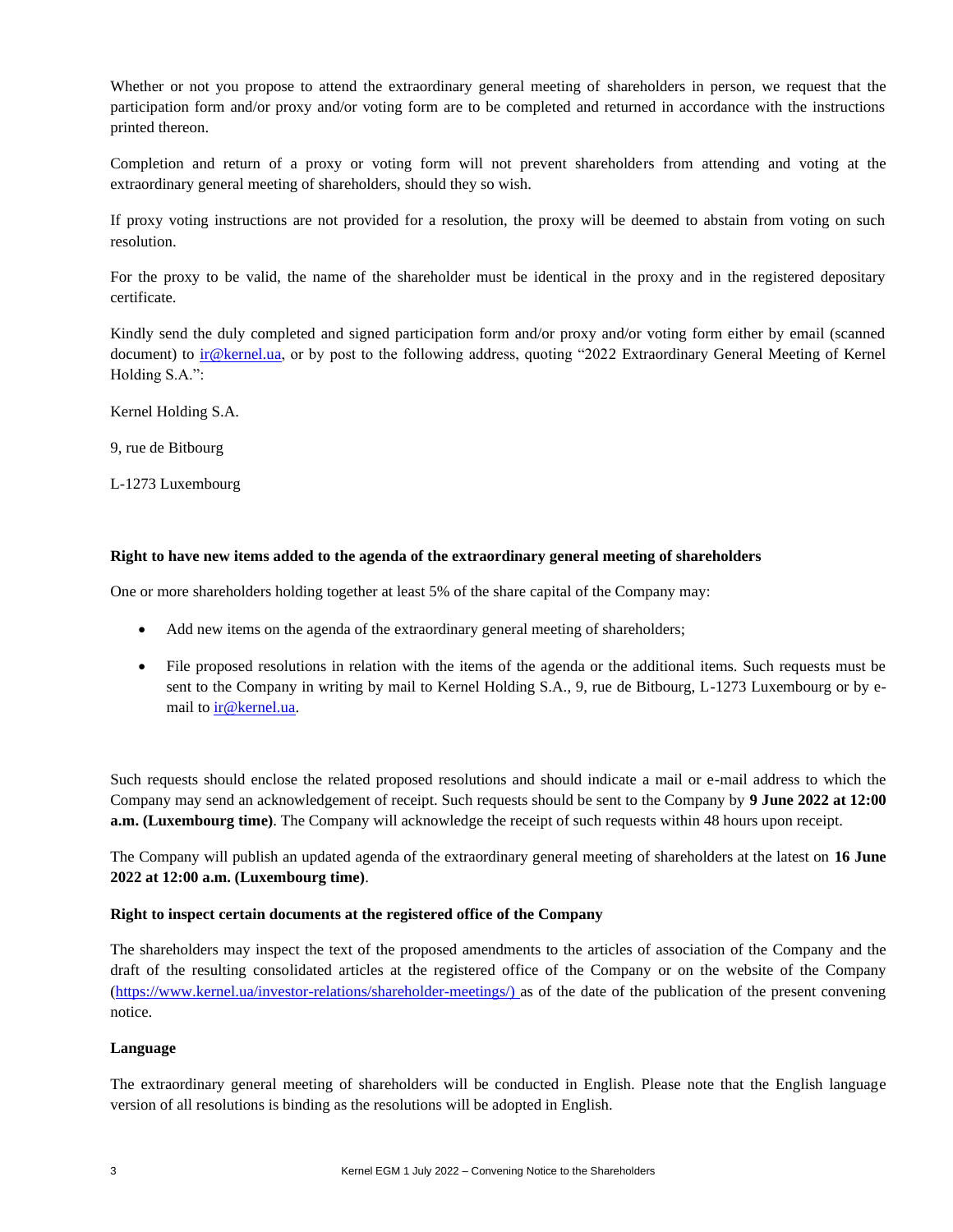Whether or not you propose to attend the extraordinary general meeting of shareholders in person, we request that the participation form and/or proxy and/or voting form are to be completed and returned in accordance with the instructions printed thereon.

Completion and return of a proxy or voting form will not prevent shareholders from attending and voting at the extraordinary general meeting of shareholders, should they so wish.

If proxy voting instructions are not provided for a resolution, the proxy will be deemed to abstain from voting on such resolution.

For the proxy to be valid, the name of the shareholder must be identical in the proxy and in the registered depositary certificate.

Kindly send the duly completed and signed participation form and/or proxy and/or voting form either by email (scanned document) to ir@kernel.ua, or by post to the following address, quoting "2022 Extraordinary General Meeting of Kernel Holding S.A.":

Kernel Holding S.A.

9, rue de Bitbourg

L-1273 Luxembourg

**Right to have new items added to the agenda of the extraordinary general meeting of shareholders**

One or more shareholders holding together at least 5% of the share capital of the Company may:

- Add new items on the agenda of the extraordinary general meeting of shareholders;
- File proposed resolutions in relation with the items of the agenda or the additional items. Such requests must be sent to the Company in writing by mail to Kernel Holding S.A., 9, rue de Bitbourg, L-1273 Luxembourg or by e-mail to ir@kernel.ua.

Such requests should enclose the related proposed resolutions and should indicate a mail or e-mail address to which the Company may send an acknowledgement of receipt. Such requests should be sent to the Company by **9 June 2022 at 12:00 a.m. (Luxembourg time)**. The Company will acknowledge the receipt of such requests within 48 hours upon receipt.

The Company will publish an updated agenda of the extraordinary general meeting of shareholders at the latest on **16 June 2022 at 12:00 a.m. (Luxembourg time)**.

**Right to inspect certain documents at the registered office of the Company**

The shareholders may inspect the text of the proposed amendments to the articles of association of the Company and the draft of the resulting consolidated articles at the registered office of the Company or on the website of the Company (https://www.kernel.ua/investor-relations/shareholder-meetings/) as of the date of the publication of the present convening notice.

**Language**

The extraordinary general meeting of shareholders will be conducted in English. Please note that the English language version of all resolutions is binding as the resolutions will be adopted in English.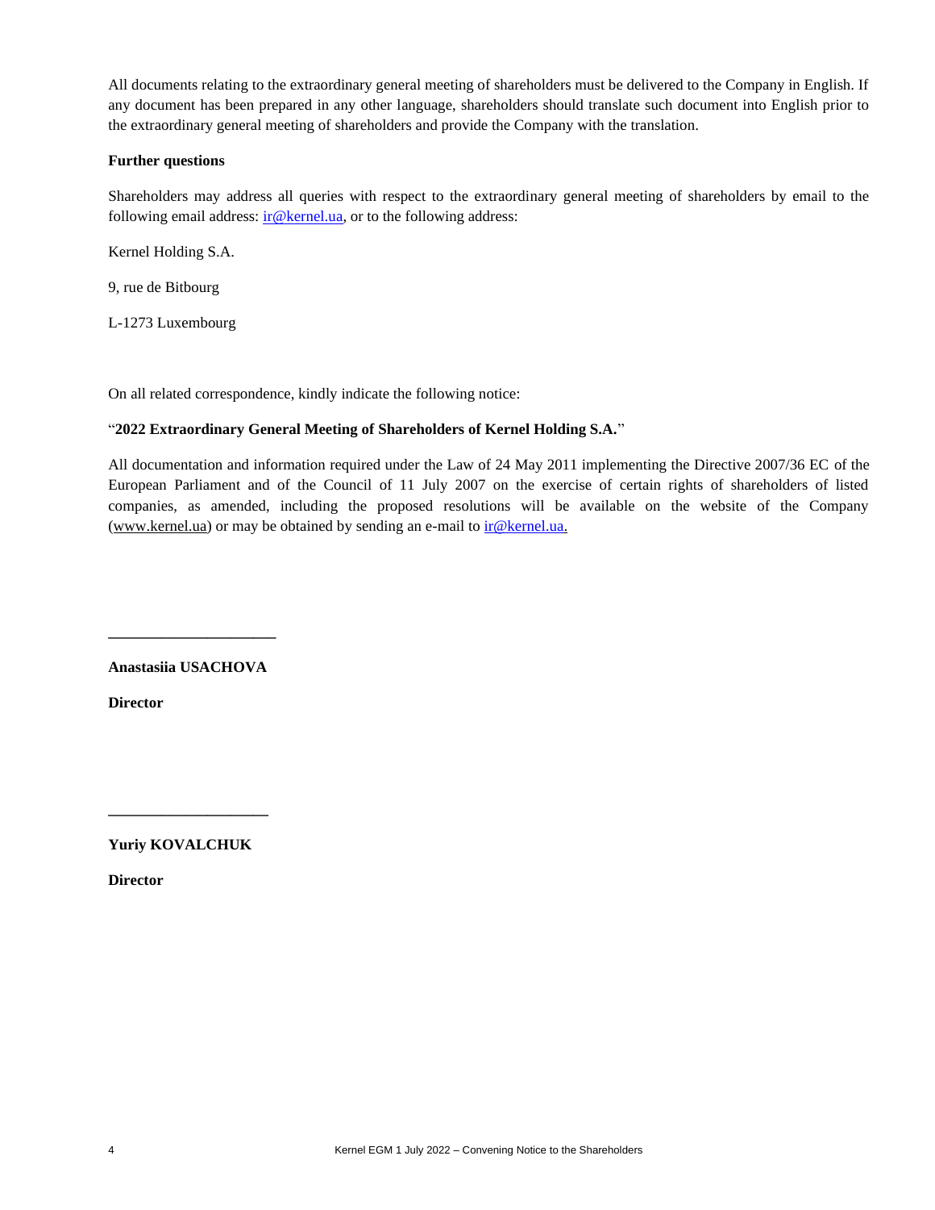All documents relating to the extraordinary general meeting of shareholders must be delivered to the Company in English. If any document has been prepared in any other language, shareholders should translate such document into English prior to the extraordinary general meeting of shareholders and provide the Company with the translation.

**Further questions**

Shareholders may address all queries with respect to the extraordinary general meeting of shareholders by email to the following email address: ir@kernel.ua, or to the following address:

Kernel Holding S.A.

9, rue de Bitbourg

L-1273 Luxembourg

On all related correspondence, kindly indicate the following notice:

"**2022 Extraordinary General Meeting of Shareholders of Kernel Holding S.A.**"

All documentation and information required under the Law of 24 May 2011 implementing the Directive 2007/36 EC of the European Parliament and of the Council of 11 July 2007 on the exercise of certain rights of shareholders of listed companies, as amended, including the proposed resolutions will be available on the website of the Company (www.kernel.ua) or may be obtained by sending an e-mail to ir@kernel.ua.

\_\_\_\_\_\_\_\_\_\_\_\_\_\_\_\_\_\_\_\_\_\_

**Anastasiia USACHOVA**

**Director**

\_\_\_\_\_\_\_\_\_\_\_\_\_\_\_\_\_\_\_\_\_\_

**Yuriy KOVALCHUK**

**Director**